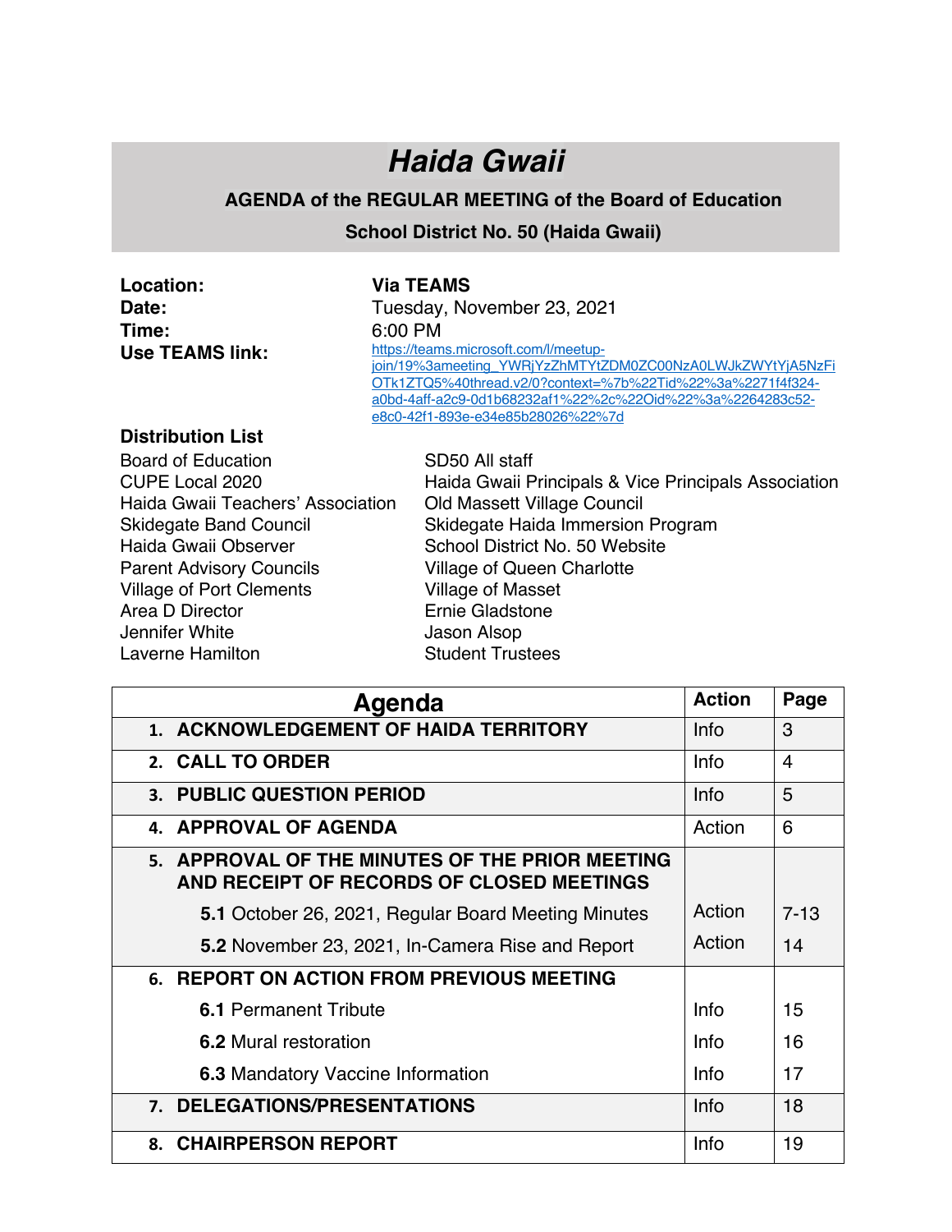# *Haida Gwaii*

## AGENDA of the REGULAR MEETING of the Board of Education

## School District No. 50 (Haida Gwaii)

**Location:** **Via TEAMS**
**Date:** Tuesday, November 23, 2021
**Time:** 6:00 PM
**Use TEAMS link:** https://teams.microsoft.com/l/meetup-join/19%3ameeting_YWRjYzZhMTYtZDM0ZC00NzA0LWJkZWYtYjA5NzFiOTk1ZTQ5%40thread.v2/0?context=%7b%22Tid%22%3a%2271f4f324-a0bd-4aff-a2c9-0d1b68232af1%22%2c%22Oid%22%3a%2264283c52-e8c0-42f1-893e-e34e85b28026%22%7d

**Distribution List**

Board of Education
CUPE Local 2020
Haida Gwaii Teachers' Association
Skidegate Band Council
Haida Gwaii Observer
Parent Advisory Councils
Village of Port Clements
Area D Director
Jennifer White
Laverne Hamilton
SD50 All staff
Haida Gwaii Principals & Vice Principals Association
Old Massett Village Council
Skidegate Haida Immersion Program
School District No. 50 Website
Village of Queen Charlotte
Village of Masset
Ernie Gladstone
Jason Alsop
Student Trustees

| Agenda | Action | Page |
|---|---|---|
| **1. ACKNOWLEDGEMENT OF HAIDA TERRITORY** | Info | 3 |
| **2. CALL TO ORDER** | Info | 4 |
| **3. PUBLIC QUESTION PERIOD** | Info | 5 |
| **4. APPROVAL OF AGENDA** | Action | 6 |
| **5. APPROVAL OF THE MINUTES OF THE PRIOR MEETING AND RECEIPT OF RECORDS OF CLOSED MEETINGS** | | |
| **5.1** October 26, 2021, Regular Board Meeting Minutes | Action | 7-13 |
| **5.2** November 23, 2021, In-Camera Rise and Report | Action | 14 |
| **6. REPORT ON ACTION FROM PREVIOUS MEETING** | | |
| **6.1** Permanent Tribute | Info | 15 |
| **6.2** Mural restoration | Info | 16 |
| **6.3** Mandatory Vaccine Information | Info | 17 |
| **7. DELEGATIONS/PRESENTATIONS** | Info | 18 |
| **8. CHAIRPERSON REPORT** | Info | 19 |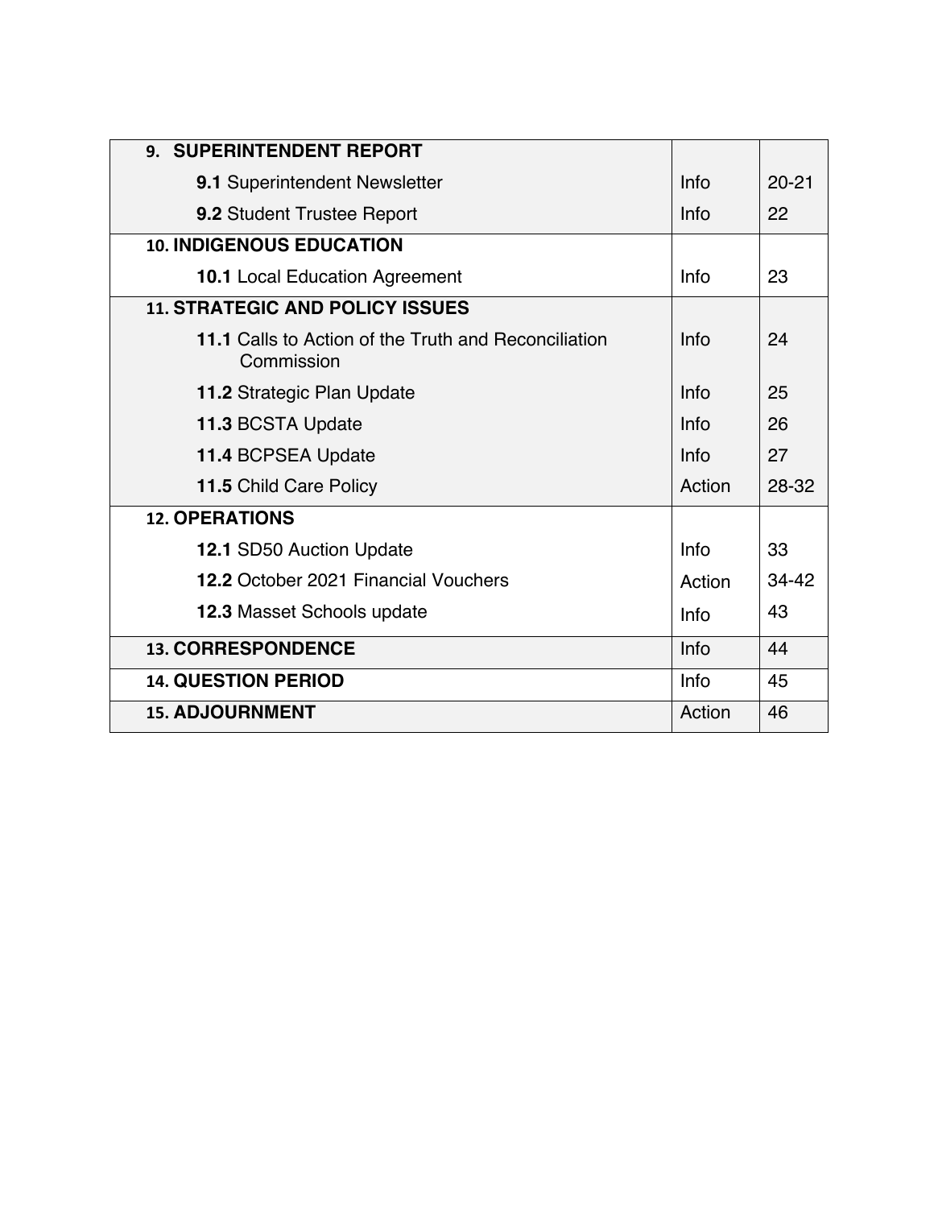| | | |
|---|---|---|
| **9. SUPERINTENDENT REPORT** | | |
| **9.1** Superintendent Newsletter | Info | 20-21 |
| **9.2** Student Trustee Report | Info | 22 |
| **10. INDIGENOUS EDUCATION** | | |
| **10.1** Local Education Agreement | Info | 23 |
| **11. STRATEGIC AND POLICY ISSUES** | | |
| **11.1** Calls to Action of the Truth and Reconciliation Commission | Info | 24 |
| **11.2** Strategic Plan Update | Info | 25 |
| **11.3** BCSTA Update | Info | 26 |
| **11.4** BCPSEA Update | Info | 27 |
| **11.5** Child Care Policy | Action | 28-32 |
| **12. OPERATIONS** | | |
| **12.1** SD50 Auction Update | Info | 33 |
| **12.2** October 2021 Financial Vouchers | Action | 34-42 |
| **12.3** Masset Schools update | Info | 43 |
| **13. CORRESPONDENCE** | Info | 44 |
| **14. QUESTION PERIOD** | Info | 45 |
| **15. ADJOURNMENT** | Action | 46 |